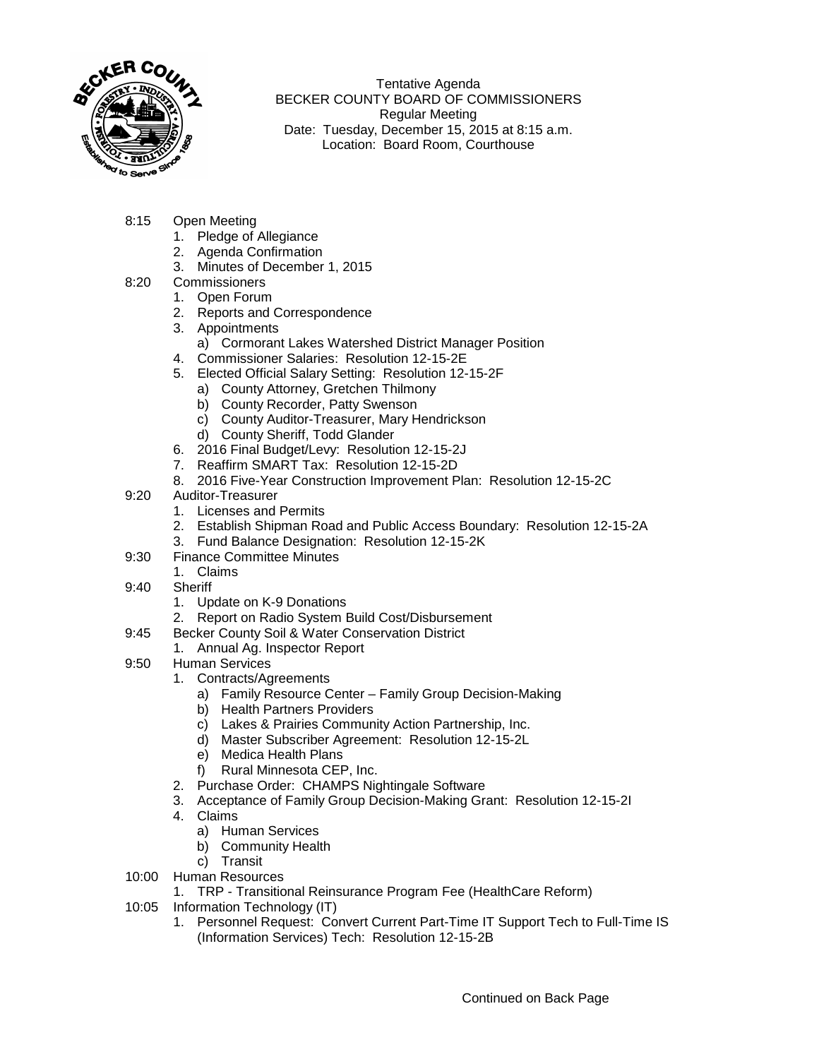Tentative Agenda
BECKER COUNTY BOARD OF COMMISSIONERS
Regular Meeting
Date: Tuesday, December 15, 2015 at 8:15 a.m.
Location: Board Room, Courthouse

8:15 Open Meeting
1. Pledge of Allegiance
2. Agenda Confirmation
3. Minutes of December 1, 2015

8:20 Commissioners
1. Open Forum
2. Reports and Correspondence
3. Appointments
   a) Cormorant Lakes Watershed District Manager Position
4. Commissioner Salaries: Resolution 12-15-2E
5. Elected Official Salary Setting: Resolution 12-15-2F
   a) County Attorney, Gretchen Thilmony
   b) County Recorder, Patty Swenson
   c) County Auditor-Treasurer, Mary Hendrickson
   d) County Sheriff, Todd Glander
6. 2016 Final Budget/Levy: Resolution 12-15-2J
7. Reaffirm SMART Tax: Resolution 12-15-2D
8. 2016 Five-Year Construction Improvement Plan: Resolution 12-15-2C

9:20 Auditor-Treasurer
1. Licenses and Permits
2. Establish Shipman Road and Public Access Boundary: Resolution 12-15-2A
3. Fund Balance Designation: Resolution 12-15-2K

9:30 Finance Committee Minutes
1. Claims

9:40 Sheriff
1. Update on K-9 Donations
2. Report on Radio System Build Cost/Disbursement

9:45 Becker County Soil & Water Conservation District
1. Annual Ag. Inspector Report

9:50 Human Services
1. Contracts/Agreements
   a) Family Resource Center – Family Group Decision-Making
   b) Health Partners Providers
   c) Lakes & Prairies Community Action Partnership, Inc.
   d) Master Subscriber Agreement: Resolution 12-15-2L
   e) Medica Health Plans
   f) Rural Minnesota CEP, Inc.
2. Purchase Order: CHAMPS Nightingale Software
3. Acceptance of Family Group Decision-Making Grant: Resolution 12-15-2I
4. Claims
   a) Human Services
   b) Community Health
   c) Transit

10:00 Human Resources
1. TRP - Transitional Reinsurance Program Fee (HealthCare Reform)

10:05 Information Technology (IT)
1. Personnel Request: Convert Current Part-Time IT Support Tech to Full-Time IS (Information Services) Tech: Resolution 12-15-2B

Continued on Back Page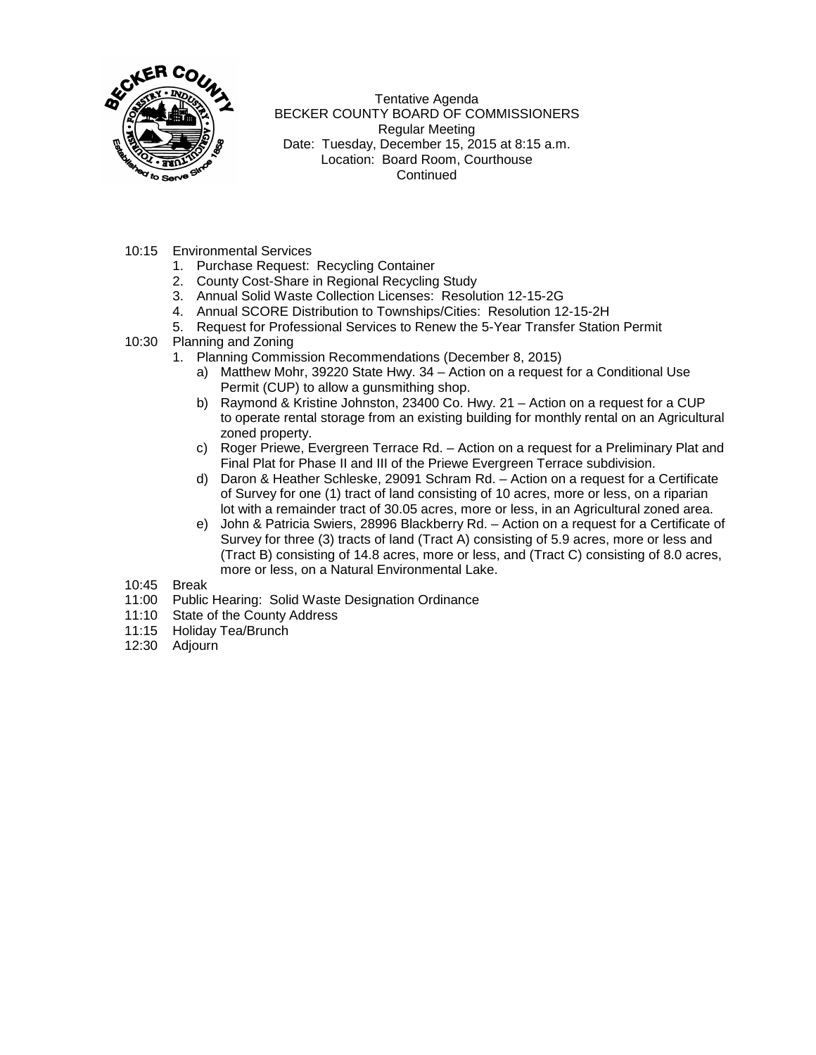Tentative Agenda
BECKER COUNTY BOARD OF COMMISSIONERS
Regular Meeting
Date: Tuesday, December 15, 2015 at 8:15 a.m.
Location: Board Room, Courthouse
Continued

10:15 Environmental Services

1. Purchase Request: Recycling Container
2. County Cost-Share in Regional Recycling Study
3. Annual Solid Waste Collection Licenses: Resolution 12-15-2G
4. Annual SCORE Distribution to Townships/Cities: Resolution 12-15-2H
5. Request for Professional Services to Renew the 5-Year Transfer Station Permit

10:30 Planning and Zoning

1. Planning Commission Recommendations (December 8, 2015)
   a) Matthew Mohr, 39220 State Hwy. 34 – Action on a request for a Conditional Use Permit (CUP) to allow a gunsmithing shop.
   b) Raymond & Kristine Johnston, 23400 Co. Hwy. 21 – Action on a request for a CUP to operate rental storage from an existing building for monthly rental on an Agricultural zoned property.
   c) Roger Priewe, Evergreen Terrace Rd. – Action on a request for a Preliminary Plat and Final Plat for Phase II and III of the Priewe Evergreen Terrace subdivision.
   d) Daron & Heather Schleske, 29091 Schram Rd. – Action on a request for a Certificate of Survey for one (1) tract of land consisting of 10 acres, more or less, on a riparian lot with a remainder tract of 30.05 acres, more or less, in an Agricultural zoned area.
   e) John & Patricia Swiers, 28996 Blackberry Rd. – Action on a request for a Certificate of Survey for three (3) tracts of land (Tract A) consisting of 5.9 acres, more or less and (Tract B) consisting of 14.8 acres, more or less, and (Tract C) consisting of 8.0 acres, more or less, on a Natural Environmental Lake.

10:45 Break

11:00 Public Hearing: Solid Waste Designation Ordinance

11:10 State of the County Address

11:15 Holiday Tea/Brunch

12:30 Adjourn